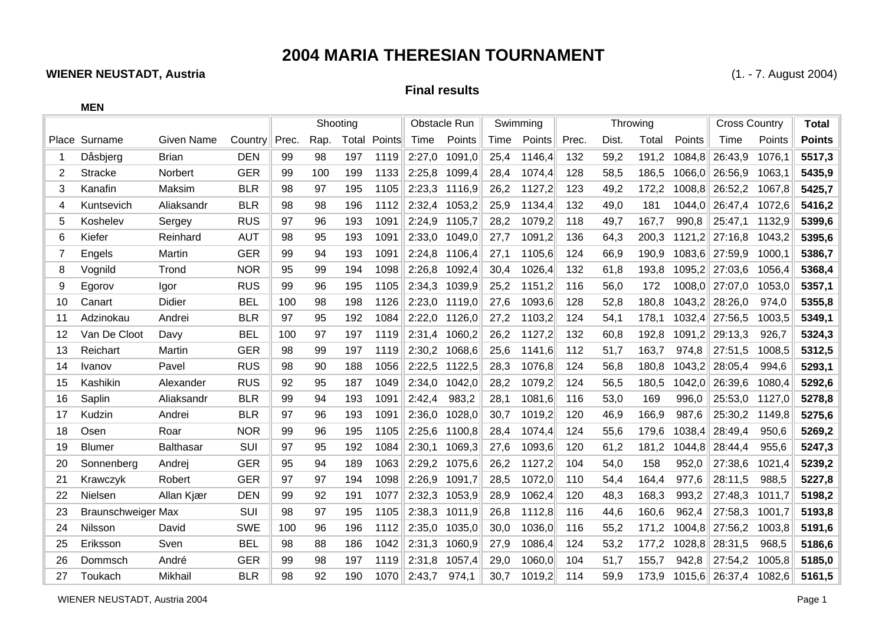# 2004 MARIA THERESIAN TOURNAMENT

**WIENER NEUSTADT, Austria** (1. - 7. August 2004)

## Final results

**MEN**

| | | | | Shooting | | | | Obstacle Run | | Swimming | | Throwing | | | | Cross Country | | Total |
|---|---|---|---|---|---|---|---|---|---|---|---|---|---|---|---|---|---|---|
| Place | Surname | Given Name | Country | Prec. | Rap. | Total | Points | Time | Points | Time | Points | Prec. | Dist. | Total | Points | Time | Points | Points |
| 1 | Dåsbjerg | Brian | DEN | 99 | 98 | 197 | 1119 | 2:27,0 | 1091,0 | 25,4 | 1146,4 | 132 | 59,2 | 191,2 | 1084,8 | 26:43,9 | 1076,1 | **5517,3** |
| 2 | Stracke | Norbert | GER | 99 | 100 | 199 | 1133 | 2:25,8 | 1099,4 | 28,4 | 1074,4 | 128 | 58,5 | 186,5 | 1066,0 | 26:56,9 | 1063,1 | **5435,9** |
| 3 | Kanafin | Maksim | BLR | 98 | 97 | 195 | 1105 | 2:23,3 | 1116,9 | 26,2 | 1127,2 | 123 | 49,2 | 172,2 | 1008,8 | 26:52,2 | 1067,8 | **5425,7** |
| 4 | Kuntsevich | Aliaksandr | BLR | 98 | 98 | 196 | 1112 | 2:32,4 | 1053,2 | 25,9 | 1134,4 | 132 | 49,0 | 181 | 1044,0 | 26:47,4 | 1072,6 | **5416,2** |
| 5 | Koshelev | Sergey | RUS | 97 | 96 | 193 | 1091 | 2:24,9 | 1105,7 | 28,2 | 1079,2 | 118 | 49,7 | 167,7 | 990,8 | 25:47,1 | 1132,9 | **5399,6** |
| 6 | Kiefer | Reinhard | AUT | 98 | 95 | 193 | 1091 | 2:33,0 | 1049,0 | 27,7 | 1091,2 | 136 | 64,3 | 200,3 | 1121,2 | 27:16,8 | 1043,2 | **5395,6** |
| 7 | Engels | Martin | GER | 99 | 94 | 193 | 1091 | 2:24,8 | 1106,4 | 27,1 | 1105,6 | 124 | 66,9 | 190,9 | 1083,6 | 27:59,9 | 1000,1 | **5386,7** |
| 8 | Vognild | Trond | NOR | 95 | 99 | 194 | 1098 | 2:26,8 | 1092,4 | 30,4 | 1026,4 | 132 | 61,8 | 193,8 | 1095,2 | 27:03,6 | 1056,4 | **5368,4** |
| 9 | Egorov | Igor | RUS | 99 | 96 | 195 | 1105 | 2:34,3 | 1039,9 | 25,2 | 1151,2 | 116 | 56,0 | 172 | 1008,0 | 27:07,0 | 1053,0 | **5357,1** |
| 10 | Canart | Didier | BEL | 100 | 98 | 198 | 1126 | 2:23,0 | 1119,0 | 27,6 | 1093,6 | 128 | 52,8 | 180,8 | 1043,2 | 28:26,0 | 974,0 | **5355,8** |
| 11 | Adzinokau | Andrei | BLR | 97 | 95 | 192 | 1084 | 2:22,0 | 1126,0 | 27,2 | 1103,2 | 124 | 54,1 | 178,1 | 1032,4 | 27:56,5 | 1003,5 | **5349,1** |
| 12 | Van De Cloot | Davy | BEL | 100 | 97 | 197 | 1119 | 2:31,4 | 1060,2 | 26,2 | 1127,2 | 132 | 60,8 | 192,8 | 1091,2 | 29:13,3 | 926,7 | **5324,3** |
| 13 | Reichart | Martin | GER | 98 | 99 | 197 | 1119 | 2:30,2 | 1068,6 | 25,6 | 1141,6 | 112 | 51,7 | 163,7 | 974,8 | 27:51,5 | 1008,5 | **5312,5** |
| 14 | Ivanov | Pavel | RUS | 98 | 90 | 188 | 1056 | 2:22,5 | 1122,5 | 28,3 | 1076,8 | 124 | 56,8 | 180,8 | 1043,2 | 28:05,4 | 994,6 | **5293,1** |
| 15 | Kashikin | Alexander | RUS | 92 | 95 | 187 | 1049 | 2:34,0 | 1042,0 | 28,2 | 1079,2 | 124 | 56,5 | 180,5 | 1042,0 | 26:39,6 | 1080,4 | **5292,6** |
| 16 | Saplin | Aliaksandr | BLR | 99 | 94 | 193 | 1091 | 2:42,4 | 983,2 | 28,1 | 1081,6 | 116 | 53,0 | 169 | 996,0 | 25:53,0 | 1127,0 | **5278,8** |
| 17 | Kudzin | Andrei | BLR | 97 | 96 | 193 | 1091 | 2:36,0 | 1028,0 | 30,7 | 1019,2 | 120 | 46,9 | 166,9 | 987,6 | 25:30,2 | 1149,8 | **5275,6** |
| 18 | Osen | Roar | NOR | 99 | 96 | 195 | 1105 | 2:25,6 | 1100,8 | 28,4 | 1074,4 | 124 | 55,6 | 179,6 | 1038,4 | 28:49,4 | 950,6 | **5269,2** |
| 19 | Blumer | Balthasar | SUI | 97 | 95 | 192 | 1084 | 2:30,1 | 1069,3 | 27,6 | 1093,6 | 120 | 61,2 | 181,2 | 1044,8 | 28:44,4 | 955,6 | **5247,3** |
| 20 | Sonnenberg | Andrej | GER | 95 | 94 | 189 | 1063 | 2:29,2 | 1075,6 | 26,2 | 1127,2 | 104 | 54,0 | 158 | 952,0 | 27:38,6 | 1021,4 | **5239,2** |
| 21 | Krawczyk | Robert | GER | 97 | 97 | 194 | 1098 | 2:26,9 | 1091,7 | 28,5 | 1072,0 | 110 | 54,4 | 164,4 | 977,6 | 28:11,5 | 988,5 | **5227,8** |
| 22 | Nielsen | Allan Kjær | DEN | 99 | 92 | 191 | 1077 | 2:32,3 | 1053,9 | 28,9 | 1062,4 | 120 | 48,3 | 168,3 | 993,2 | 27:48,3 | 1011,7 | **5198,2** |
| 23 | Braunschweiger | Max | SUI | 98 | 97 | 195 | 1105 | 2:38,3 | 1011,9 | 26,8 | 1112,8 | 116 | 44,6 | 160,6 | 962,4 | 27:58,3 | 1001,7 | **5193,8** |
| 24 | Nilsson | David | SWE | 100 | 96 | 196 | 1112 | 2:35,0 | 1035,0 | 30,0 | 1036,0 | 116 | 55,2 | 171,2 | 1004,8 | 27:56,2 | 1003,8 | **5191,6** |
| 25 | Eriksson | Sven | BEL | 98 | 88 | 186 | 1042 | 2:31,3 | 1060,9 | 27,9 | 1086,4 | 124 | 53,2 | 177,2 | 1028,8 | 28:31,5 | 968,5 | **5186,6** |
| 26 | Dommsch | André | GER | 99 | 98 | 197 | 1119 | 2:31,8 | 1057,4 | 29,0 | 1060,0 | 104 | 51,7 | 155,7 | 942,8 | 27:54,2 | 1005,8 | **5185,0** |
| 27 | Toukach | Mikhail | BLR | 98 | 92 | 190 | 1070 | 2:43,7 | 974,1 | 30,7 | 1019,2 | 114 | 59,9 | 173,9 | 1015,6 | 26:37,4 | 1082,6 | **5161,5** |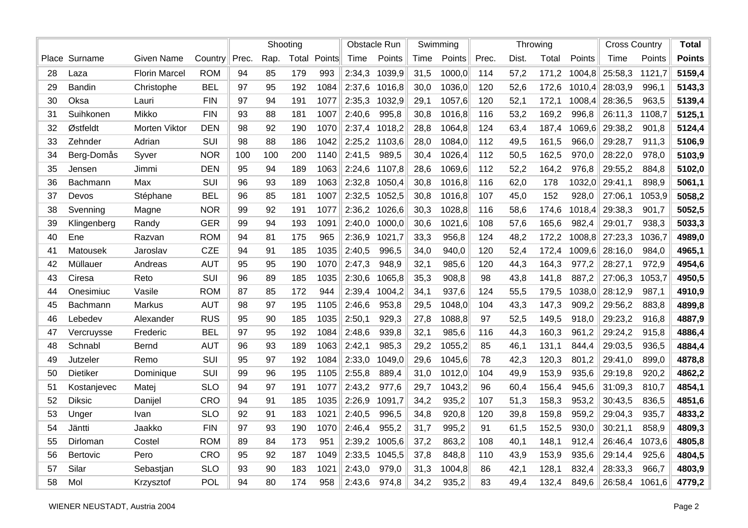| | | | | Shooting | | | | Obstacle Run | | Swimming | | Throwing | | | | Cross Country | | Total |
|---|---|---|---|---|---|---|---|---|---|---|---|---|---|---|---|---|---|---|
| Place | Surname | Given Name | Country | Prec. | Rap. | Total | Points | Time | Points | Time | Points | Prec. | Dist. | Total | Points | Time | Points | Points |
| 28 | Laza | Florin Marcel | ROM | 94 | 85 | 179 | 993 | 2:34,3 | 1039,9 | 31,5 | 1000,0 | 114 | 57,2 | 171,2 | 1004,8 | 25:58,3 | 1121,7 | **5159,4** |
| 29 | Bandin | Christophe | BEL | 97 | 95 | 192 | 1084 | 2:37,6 | 1016,8 | 30,0 | 1036,0 | 120 | 52,6 | 172,6 | 1010,4 | 28:03,9 | 996,1 | **5143,3** |
| 30 | Oksa | Lauri | FIN | 97 | 94 | 191 | 1077 | 2:35,3 | 1032,9 | 29,1 | 1057,6 | 120 | 52,1 | 172,1 | 1008,4 | 28:36,5 | 963,5 | **5139,4** |
| 31 | Suihkonen | Mikko | FIN | 93 | 88 | 181 | 1007 | 2:40,6 | 995,8 | 30,8 | 1016,8 | 116 | 53,2 | 169,2 | 996,8 | 26:11,3 | 1108,7 | **5125,1** |
| 32 | Østfeldt | Morten Viktor | DEN | 98 | 92 | 190 | 1070 | 2:37,4 | 1018,2 | 28,8 | 1064,8 | 124 | 63,4 | 187,4 | 1069,6 | 29:38,2 | 901,8 | **5124,4** |
| 33 | Zehnder | Adrian | SUI | 98 | 88 | 186 | 1042 | 2:25,2 | 1103,6 | 28,0 | 1084,0 | 112 | 49,5 | 161,5 | 966,0 | 29:28,7 | 911,3 | **5106,9** |
| 34 | Berg-Domås | Syver | NOR | 100 | 100 | 200 | 1140 | 2:41,5 | 989,5 | 30,4 | 1026,4 | 112 | 50,5 | 162,5 | 970,0 | 28:22,0 | 978,0 | **5103,9** |
| 35 | Jensen | Jimmi | DEN | 95 | 94 | 189 | 1063 | 2:24,6 | 1107,8 | 28,6 | 1069,6 | 112 | 52,2 | 164,2 | 976,8 | 29:55,2 | 884,8 | **5102,0** |
| 36 | Bachmann | Max | SUI | 96 | 93 | 189 | 1063 | 2:32,8 | 1050,4 | 30,8 | 1016,8 | 116 | 62,0 | 178 | 1032,0 | 29:41,1 | 898,9 | **5061,1** |
| 37 | Devos | Stéphane | BEL | 96 | 85 | 181 | 1007 | 2:32,5 | 1052,5 | 30,8 | 1016,8 | 107 | 45,0 | 152 | 928,0 | 27:06,1 | 1053,9 | **5058,2** |
| 38 | Svenning | Magne | NOR | 99 | 92 | 191 | 1077 | 2:36,2 | 1026,6 | 30,3 | 1028,8 | 116 | 58,6 | 174,6 | 1018,4 | 29:38,3 | 901,7 | **5052,5** |
| 39 | Klingenberg | Randy | GER | 99 | 94 | 193 | 1091 | 2:40,0 | 1000,0 | 30,6 | 1021,6 | 108 | 57,6 | 165,6 | 982,4 | 29:01,7 | 938,3 | **5033,3** |
| 40 | Ene | Razvan | ROM | 94 | 81 | 175 | 965 | 2:36,9 | 1021,7 | 33,3 | 956,8 | 124 | 48,2 | 172,2 | 1008,8 | 27:23,3 | 1036,7 | **4989,0** |
| 41 | Matousek | Jaroslav | CZE | 94 | 91 | 185 | 1035 | 2:40,5 | 996,5 | 34,0 | 940,0 | 120 | 52,4 | 172,4 | 1009,6 | 28:16,0 | 984,0 | **4965,1** |
| 42 | Müllauer | Andreas | AUT | 95 | 95 | 190 | 1070 | 2:47,3 | 948,9 | 32,1 | 985,6 | 120 | 44,3 | 164,3 | 977,2 | 28:27,1 | 972,9 | **4954,6** |
| 43 | Ciresa | Reto | SUI | 96 | 89 | 185 | 1035 | 2:30,6 | 1065,8 | 35,3 | 908,8 | 98 | 43,8 | 141,8 | 887,2 | 27:06,3 | 1053,7 | **4950,5** |
| 44 | Onesimiuc | Vasile | ROM | 87 | 85 | 172 | 944 | 2:39,4 | 1004,2 | 34,1 | 937,6 | 124 | 55,5 | 179,5 | 1038,0 | 28:12,9 | 987,1 | **4910,9** |
| 45 | Bachmann | Markus | AUT | 98 | 97 | 195 | 1105 | 2:46,6 | 953,8 | 29,5 | 1048,0 | 104 | 43,3 | 147,3 | 909,2 | 29:56,2 | 883,8 | **4899,8** |
| 46 | Lebedev | Alexander | RUS | 95 | 90 | 185 | 1035 | 2:50,1 | 929,3 | 27,8 | 1088,8 | 97 | 52,5 | 149,5 | 918,0 | 29:23,2 | 916,8 | **4887,9** |
| 47 | Vercruysse | Frederic | BEL | 97 | 95 | 192 | 1084 | 2:48,6 | 939,8 | 32,1 | 985,6 | 116 | 44,3 | 160,3 | 961,2 | 29:24,2 | 915,8 | **4886,4** |
| 48 | Schnabl | Bernd | AUT | 96 | 93 | 189 | 1063 | 2:42,1 | 985,3 | 29,2 | 1055,2 | 85 | 46,1 | 131,1 | 844,4 | 29:03,5 | 936,5 | **4884,4** |
| 49 | Jutzeler | Remo | SUI | 95 | 97 | 192 | 1084 | 2:33,0 | 1049,0 | 29,6 | 1045,6 | 78 | 42,3 | 120,3 | 801,2 | 29:41,0 | 899,0 | **4878,8** |
| 50 | Dietiker | Dominique | SUI | 99 | 96 | 195 | 1105 | 2:55,8 | 889,4 | 31,0 | 1012,0 | 104 | 49,9 | 153,9 | 935,6 | 29:19,8 | 920,2 | **4862,2** |
| 51 | Kostanjevec | Matej | SLO | 94 | 97 | 191 | 1077 | 2:43,2 | 977,6 | 29,7 | 1043,2 | 96 | 60,4 | 156,4 | 945,6 | 31:09,3 | 810,7 | **4854,1** |
| 52 | Diksic | Danijel | CRO | 94 | 91 | 185 | 1035 | 2:26,9 | 1091,7 | 34,2 | 935,2 | 107 | 51,3 | 158,3 | 953,2 | 30:43,5 | 836,5 | **4851,6** |
| 53 | Unger | Ivan | SLO | 92 | 91 | 183 | 1021 | 2:40,5 | 996,5 | 34,8 | 920,8 | 120 | 39,8 | 159,8 | 959,2 | 29:04,3 | 935,7 | **4833,2** |
| 54 | Jäntti | Jaakko | FIN | 97 | 93 | 190 | 1070 | 2:46,4 | 955,2 | 31,7 | 995,2 | 91 | 61,5 | 152,5 | 930,0 | 30:21,1 | 858,9 | **4809,3** |
| 55 | Dirloman | Costel | ROM | 89 | 84 | 173 | 951 | 2:39,2 | 1005,6 | 37,2 | 863,2 | 108 | 40,1 | 148,1 | 912,4 | 26:46,4 | 1073,6 | **4805,8** |
| 56 | Bertovic | Pero | CRO | 95 | 92 | 187 | 1049 | 2:33,5 | 1045,5 | 37,8 | 848,8 | 110 | 43,9 | 153,9 | 935,6 | 29:14,4 | 925,6 | **4804,5** |
| 57 | Silar | Sebastjan | SLO | 93 | 90 | 183 | 1021 | 2:43,0 | 979,0 | 31,3 | 1004,8 | 86 | 42,1 | 128,1 | 832,4 | 28:33,3 | 966,7 | **4803,9** |
| 58 | Mol | Krzysztof | POL | 94 | 80 | 174 | 958 | 2:43,6 | 974,8 | 34,2 | 935,2 | 83 | 49,4 | 132,4 | 849,6 | 26:58,4 | 1061,6 | **4779,2** |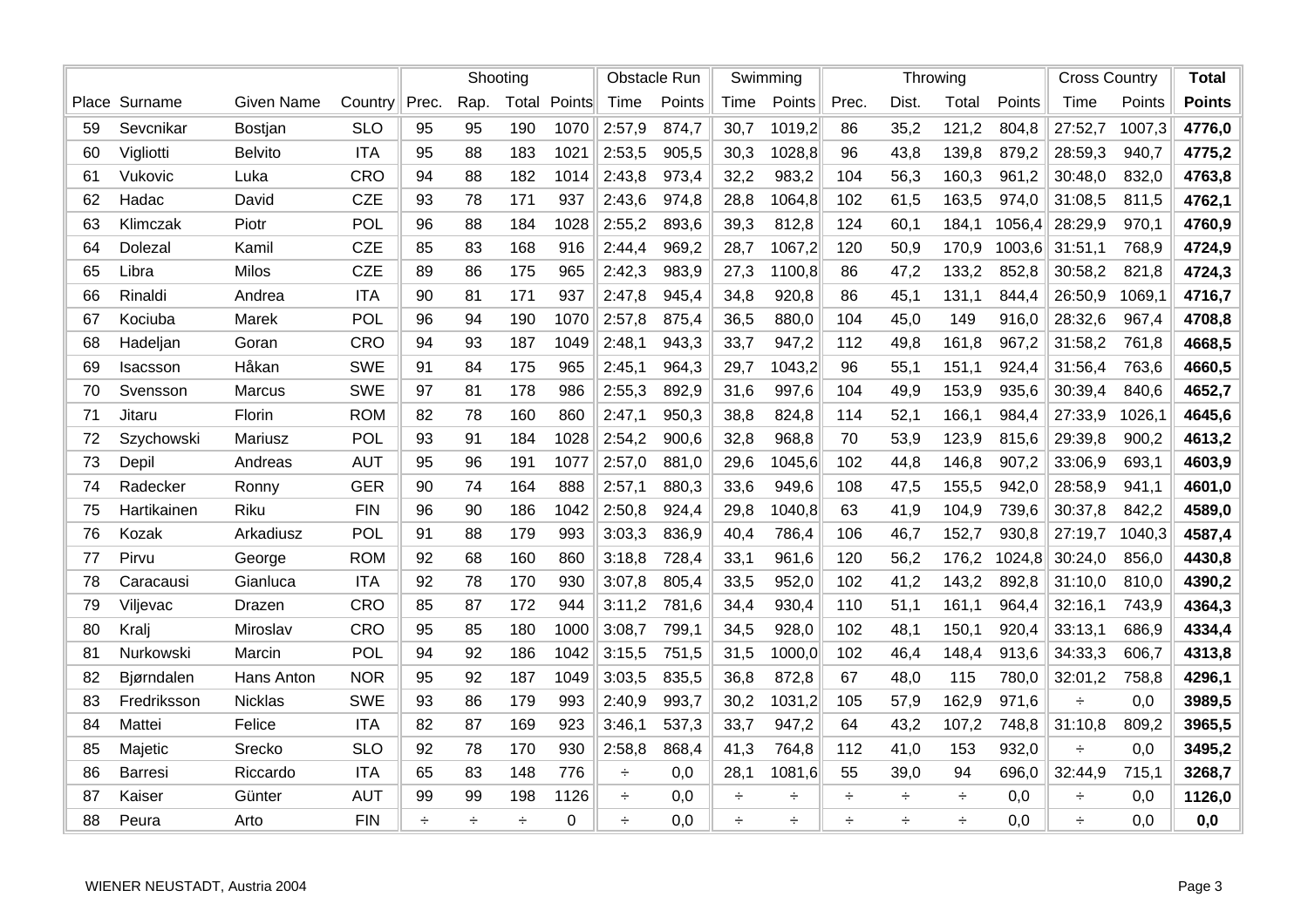| | | | | Shooting | | | | Obstacle Run | | Swimming | | Throwing | | | | Cross Country | | Total |
|---|---|---|---|---|---|---|---|---|---|---|---|---|---|---|---|---|---|---|
| Place | Surname | Given Name | Country | Prec. | Rap. | Total | Points | Time | Points | Time | Points | Prec. | Dist. | Total | Points | Time | Points | Points |
| 59 | Sevcnikar | Bostjan | SLO | 95 | 95 | 190 | 1070 | 2:57,9 | 874,7 | 30,7 | 1019,2 | 86 | 35,2 | 121,2 | 804,8 | 27:52,7 | 1007,3 | **4776,0** |
| 60 | Vigliotti | Belvito | ITA | 95 | 88 | 183 | 1021 | 2:53,5 | 905,5 | 30,3 | 1028,8 | 96 | 43,8 | 139,8 | 879,2 | 28:59,3 | 940,7 | **4775,2** |
| 61 | Vukovic | Luka | CRO | 94 | 88 | 182 | 1014 | 2:43,8 | 973,4 | 32,2 | 983,2 | 104 | 56,3 | 160,3 | 961,2 | 30:48,0 | 832,0 | **4763,8** |
| 62 | Hadac | David | CZE | 93 | 78 | 171 | 937 | 2:43,6 | 974,8 | 28,8 | 1064,8 | 102 | 61,5 | 163,5 | 974,0 | 31:08,5 | 811,5 | **4762,1** |
| 63 | Klimczak | Piotr | POL | 96 | 88 | 184 | 1028 | 2:55,2 | 893,6 | 39,3 | 812,8 | 124 | 60,1 | 184,1 | 1056,4 | 28:29,9 | 970,1 | **4760,9** |
| 64 | Dolezal | Kamil | CZE | 85 | 83 | 168 | 916 | 2:44,4 | 969,2 | 28,7 | 1067,2 | 120 | 50,9 | 170,9 | 1003,6 | 31:51,1 | 768,9 | **4724,9** |
| 65 | Libra | Milos | CZE | 89 | 86 | 175 | 965 | 2:42,3 | 983,9 | 27,3 | 1100,8 | 86 | 47,2 | 133,2 | 852,8 | 30:58,2 | 821,8 | **4724,3** |
| 66 | Rinaldi | Andrea | ITA | 90 | 81 | 171 | 937 | 2:47,8 | 945,4 | 34,8 | 920,8 | 86 | 45,1 | 131,1 | 844,4 | 26:50,9 | 1069,1 | **4716,7** |
| 67 | Kociuba | Marek | POL | 96 | 94 | 190 | 1070 | 2:57,8 | 875,4 | 36,5 | 880,0 | 104 | 45,0 | 149 | 916,0 | 28:32,6 | 967,4 | **4708,8** |
| 68 | Hadeljan | Goran | CRO | 94 | 93 | 187 | 1049 | 2:48,1 | 943,3 | 33,7 | 947,2 | 112 | 49,8 | 161,8 | 967,2 | 31:58,2 | 761,8 | **4668,5** |
| 69 | Isacsson | Håkan | SWE | 91 | 84 | 175 | 965 | 2:45,1 | 964,3 | 29,7 | 1043,2 | 96 | 55,1 | 151,1 | 924,4 | 31:56,4 | 763,6 | **4660,5** |
| 70 | Svensson | Marcus | SWE | 97 | 81 | 178 | 986 | 2:55,3 | 892,9 | 31,6 | 997,6 | 104 | 49,9 | 153,9 | 935,6 | 30:39,4 | 840,6 | **4652,7** |
| 71 | Jitaru | Florin | ROM | 82 | 78 | 160 | 860 | 2:47,1 | 950,3 | 38,8 | 824,8 | 114 | 52,1 | 166,1 | 984,4 | 27:33,9 | 1026,1 | **4645,6** |
| 72 | Szychowski | Mariusz | POL | 93 | 91 | 184 | 1028 | 2:54,2 | 900,6 | 32,8 | 968,8 | 70 | 53,9 | 123,9 | 815,6 | 29:39,8 | 900,2 | **4613,2** |
| 73 | Depil | Andreas | AUT | 95 | 96 | 191 | 1077 | 2:57,0 | 881,0 | 29,6 | 1045,6 | 102 | 44,8 | 146,8 | 907,2 | 33:06,9 | 693,1 | **4603,9** |
| 74 | Radecker | Ronny | GER | 90 | 74 | 164 | 888 | 2:57,1 | 880,3 | 33,6 | 949,6 | 108 | 47,5 | 155,5 | 942,0 | 28:58,9 | 941,1 | **4601,0** |
| 75 | Hartikainen | Riku | FIN | 96 | 90 | 186 | 1042 | 2:50,8 | 924,4 | 29,8 | 1040,8 | 63 | 41,9 | 104,9 | 739,6 | 30:37,8 | 842,2 | **4589,0** |
| 76 | Kozak | Arkadiusz | POL | 91 | 88 | 179 | 993 | 3:03,3 | 836,9 | 40,4 | 786,4 | 106 | 46,7 | 152,7 | 930,8 | 27:19,7 | 1040,3 | **4587,4** |
| 77 | Pirvu | George | ROM | 92 | 68 | 160 | 860 | 3:18,8 | 728,4 | 33,1 | 961,6 | 120 | 56,2 | 176,2 | 1024,8 | 30:24,0 | 856,0 | **4430,8** |
| 78 | Caracausi | Gianluca | ITA | 92 | 78 | 170 | 930 | 3:07,8 | 805,4 | 33,5 | 952,0 | 102 | 41,2 | 143,2 | 892,8 | 31:10,0 | 810,0 | **4390,2** |
| 79 | Viljevac | Drazen | CRO | 85 | 87 | 172 | 944 | 3:11,2 | 781,6 | 34,4 | 930,4 | 110 | 51,1 | 161,1 | 964,4 | 32:16,1 | 743,9 | **4364,3** |
| 80 | Kralj | Miroslav | CRO | 95 | 85 | 180 | 1000 | 3:08,7 | 799,1 | 34,5 | 928,0 | 102 | 48,1 | 150,1 | 920,4 | 33:13,1 | 686,9 | **4334,4** |
| 81 | Nurkowski | Marcin | POL | 94 | 92 | 186 | 1042 | 3:15,5 | 751,5 | 31,5 | 1000,0 | 102 | 46,4 | 148,4 | 913,6 | 34:33,3 | 606,7 | **4313,8** |
| 82 | Bjørndalen | Hans Anton | NOR | 95 | 92 | 187 | 1049 | 3:03,5 | 835,5 | 36,8 | 872,8 | 67 | 48,0 | 115 | 780,0 | 32:01,2 | 758,8 | **4296,1** |
| 83 | Fredriksson | Nicklas | SWE | 93 | 86 | 179 | 993 | 2:40,9 | 993,7 | 30,2 | 1031,2 | 105 | 57,9 | 162,9 | 971,6 | ÷ | 0,0 | **3989,5** |
| 84 | Mattei | Felice | ITA | 82 | 87 | 169 | 923 | 3:46,1 | 537,3 | 33,7 | 947,2 | 64 | 43,2 | 107,2 | 748,8 | 31:10,8 | 809,2 | **3965,5** |
| 85 | Majetic | Srecko | SLO | 92 | 78 | 170 | 930 | 2:58,8 | 868,4 | 41,3 | 764,8 | 112 | 41,0 | 153 | 932,0 | ÷ | 0,0 | **3495,2** |
| 86 | Barresi | Riccardo | ITA | 65 | 83 | 148 | 776 | ÷ | 0,0 | 28,1 | 1081,6 | 55 | 39,0 | 94 | 696,0 | 32:44,9 | 715,1 | **3268,7** |
| 87 | Kaiser | Günter | AUT | 99 | 99 | 198 | 1126 | ÷ | 0,0 | ÷ | ÷ | ÷ | ÷ | ÷ | 0,0 | ÷ | 0,0 | **1126,0** |
| 88 | Peura | Arto | FIN | ÷ | ÷ | ÷ | 0 | ÷ | 0,0 | ÷ | ÷ | ÷ | ÷ | ÷ | 0,0 | ÷ | 0,0 | **0,0** |

WIENER NEUSTADT, Austria 2004